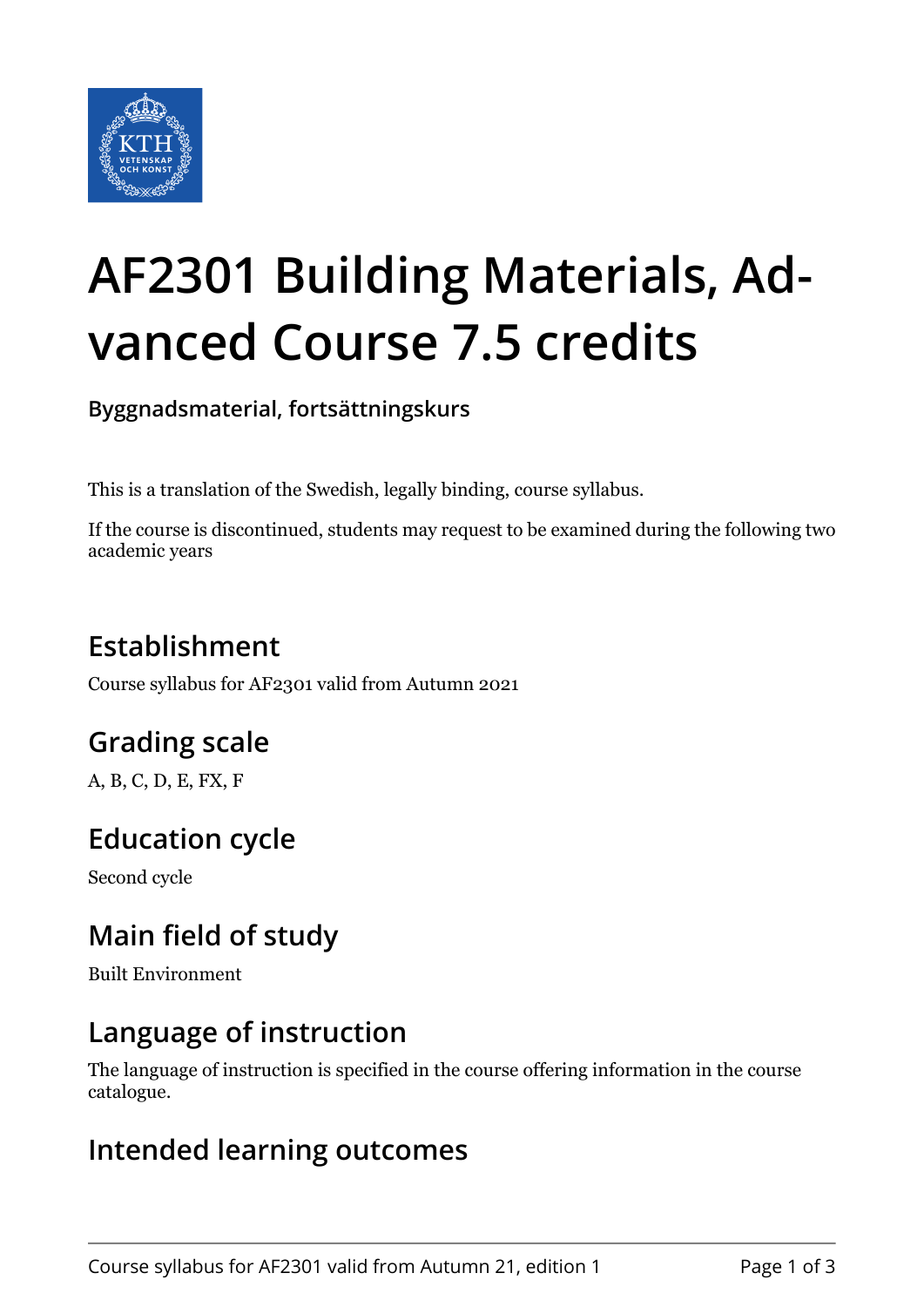# AF2301 Building Materials, Advanced Course 7.5 credits

**Byggnadsmaterial, fortsättningskurs**

This is a translation of the Swedish, legally binding, course syllabus.

If the course is discontinued, students may request to be examined during the following two academic years

## Establishment

Course syllabus for AF2301 valid from Autumn 2021

## Grading scale

A, B, C, D, E, FX, F

## Education cycle

Second cycle

## Main field of study

Built Environment

## Language of instruction

The language of instruction is specified in the course offering information in the course catalogue.

## Intended learning outcomes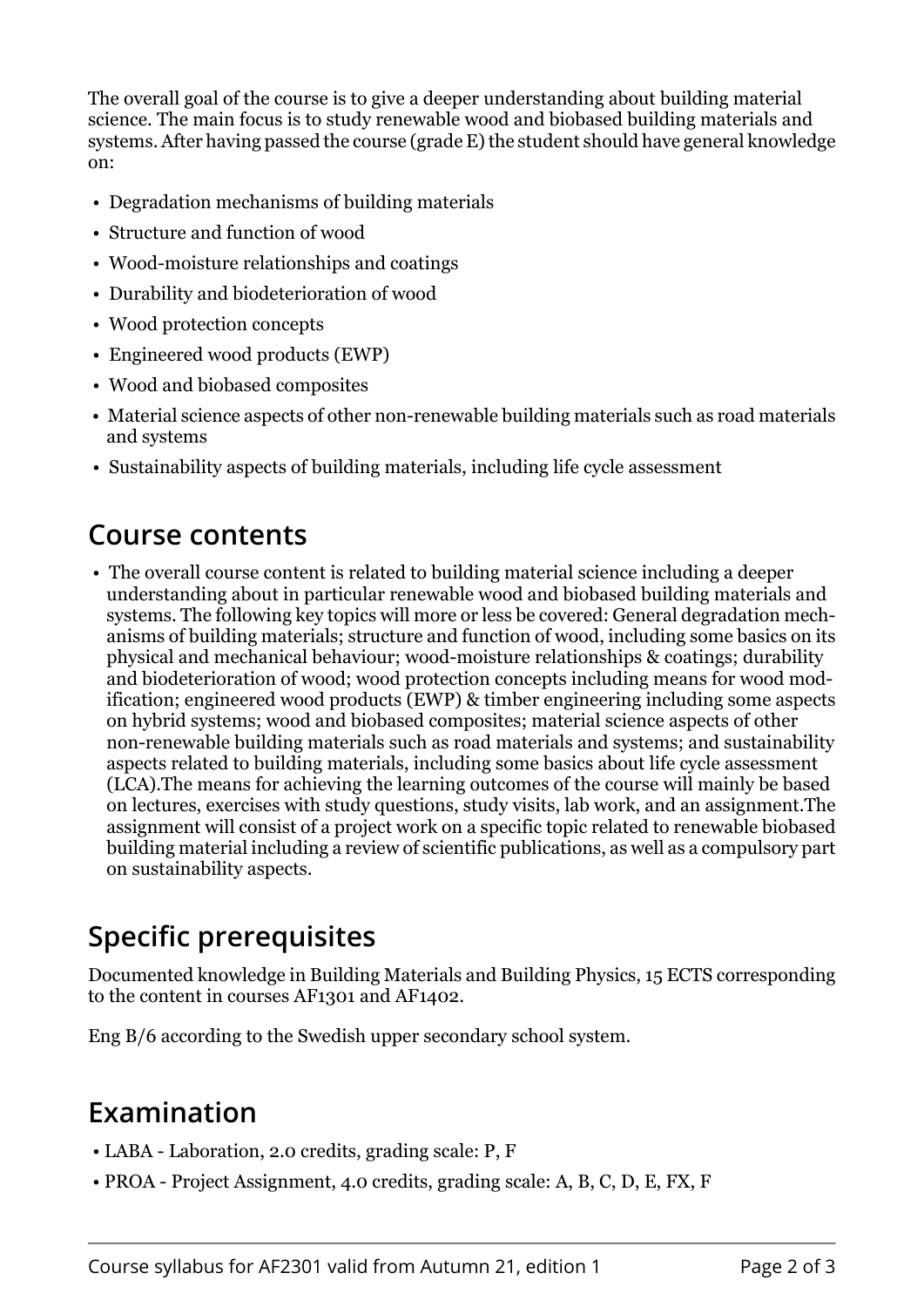The overall goal of the course is to give a deeper understanding about building material science. The main focus is to study renewable wood and biobased building materials and systems. After having passed the course (grade E) the student should have general knowledge on:

- Degradation mechanisms of building materials
- Structure and function of wood
- Wood-moisture relationships and coatings
- Durability and biodeterioration of wood
- Wood protection concepts
- Engineered wood products (EWP)
- Wood and biobased composites
- Material science aspects of other non-renewable building materials such as road materials and systems
- Sustainability aspects of building materials, including life cycle assessment

## Course contents

- The overall course content is related to building material science including a deeper understanding about in particular renewable wood and biobased building materials and systems. The following key topics will more or less be covered: General degradation mechanisms of building materials; structure and function of wood, including some basics on its physical and mechanical behaviour; wood-moisture relationships & coatings; durability and biodeterioration of wood; wood protection concepts including means for wood modification; engineered wood products (EWP) & timber engineering including some aspects on hybrid systems; wood and biobased composites; material science aspects of other non-renewable building materials such as road materials and systems; and sustainability aspects related to building materials, including some basics about life cycle assessment (LCA).The means for achieving the learning outcomes of the course will mainly be based on lectures, exercises with study questions, study visits, lab work, and an assignment.The assignment will consist of a project work on a specific topic related to renewable biobased building material including a review of scientific publications, as well as a compulsory part on sustainability aspects.

## Specific prerequisites

Documented knowledge in Building Materials and Building Physics, 15 ECTS corresponding to the content in courses AF1301 and AF1402.

Eng B/6 according to the Swedish upper secondary school system.

## Examination

- LABA - Laboration, 2.0 credits, grading scale: P, F
- PROA - Project Assignment, 4.0 credits, grading scale: A, B, C, D, E, FX, F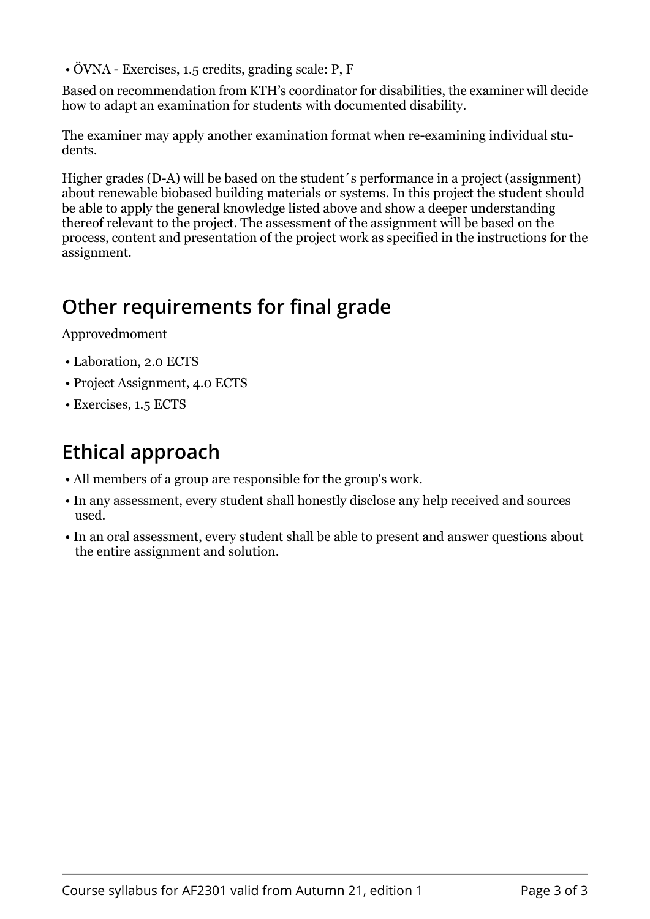- ÖVNA - Exercises, 1.5 credits, grading scale: P, F

Based on recommendation from KTH’s coordinator for disabilities, the examiner will decide how to adapt an examination for students with documented disability.

The examiner may apply another examination format when re-examining individual students.

Higher grades (D-A) will be based on the student´s performance in a project (assignment) about renewable biobased building materials or systems. In this project the student should be able to apply the general knowledge listed above and show a deeper understanding thereof relevant to the project. The assessment of the assignment will be based on the process, content and presentation of the project work as specified in the instructions for the assignment.

## Other requirements for final grade

Approvedmoment

- Laboration, 2.0 ECTS
- Project Assignment, 4.0 ECTS
- Exercises, 1.5 ECTS

## Ethical approach

- All members of a group are responsible for the group's work.
- In any assessment, every student shall honestly disclose any help received and sources used.
- In an oral assessment, every student shall be able to present and answer questions about the entire assignment and solution.